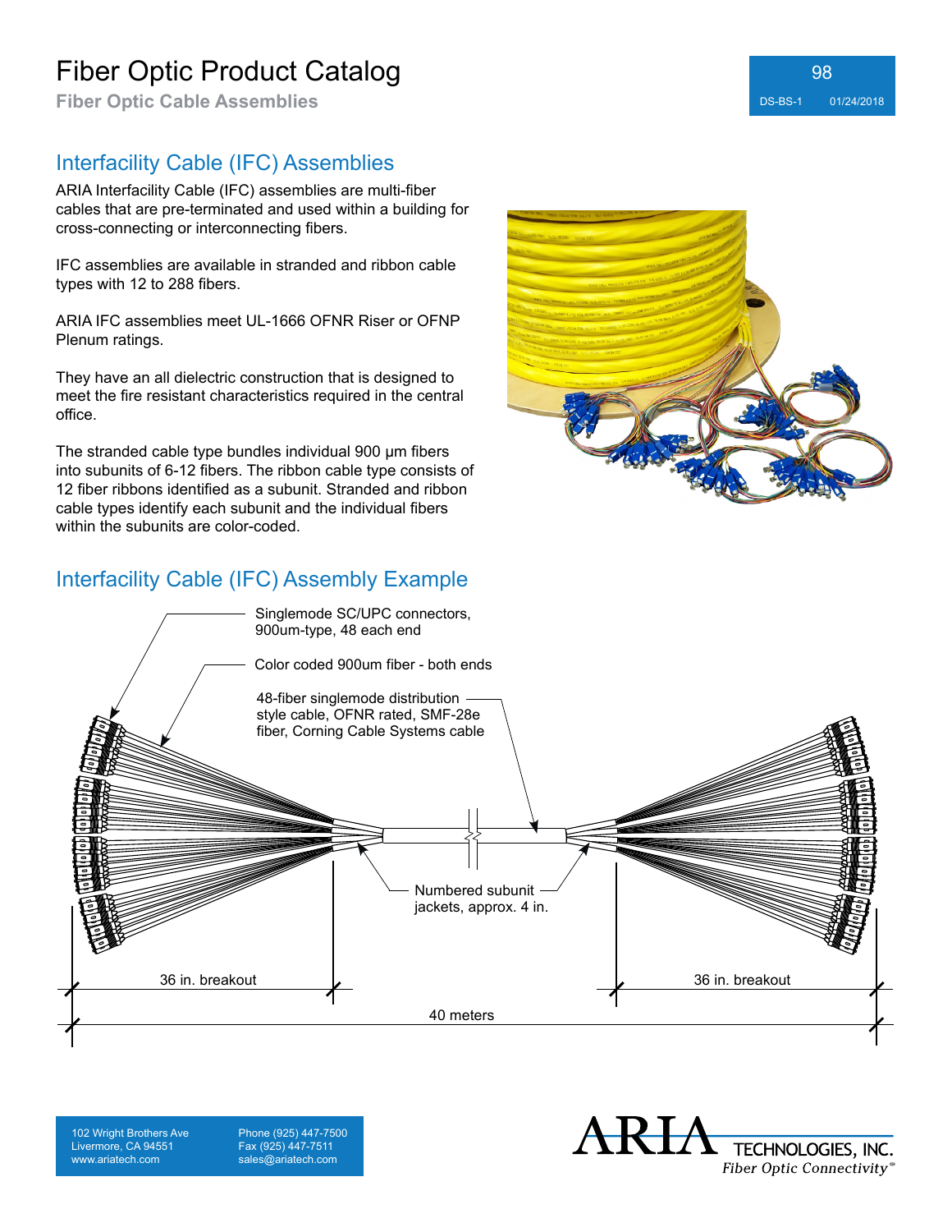# Fiber Optic Product Catalog

**Fiber Optic Cable Assemblies**

## Interfacility Cable (IFC) Assemblies

ARIA Interfacility Cable (IFC) assemblies are multi-fiber cables that are pre-terminated and used within a building for cross-connecting or interconnecting fibers.

IFC assemblies are available in stranded and ribbon cable types with 12 to 288 fibers.

ARIA IFC assemblies meet UL-1666 OFNR Riser or OFNP Plenum ratings.

They have an all dielectric construction that is designed to meet the fire resistant characteristics required in the central office.

The stranded cable type bundles individual 900 µm fibers into subunits of 6-12 fibers. The ribbon cable type consists of 12 fiber ribbons identified as a subunit. Stranded and ribbon cable types identify each subunit and the individual fibers within the subunits are color-coded.

## Interfacility Cable (IFC) Assembly Example

Singlemode SC/UPC connectors, 900um-type, 48 each end

Color coded 900um fiber - both ends

48-fiber singlemode distribution style cable, OFNR rated, SMF-28e fiber, Corning Cable Systems cable

Numbered subunit jackets, approx. 4 in.

36 in. breakout

36 in. breakout

40 meters

102 Wright Brothers Ave
Livermore, CA 94551
www.ariatech.com

Phone (925) 447-7500
Fax (925) 447-7511
sales@ariatech.com

ARIA TECHNOLOGIES, INC.
*Fiber Optic Connectivity*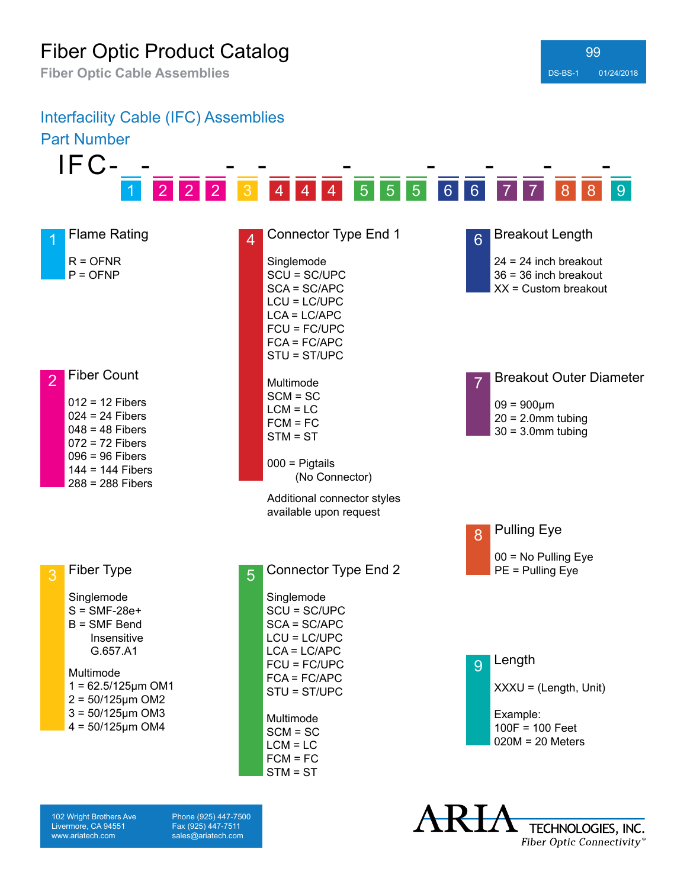# Fiber Optic Product Catalog

**Fiber Optic Cable Assemblies**

## Interfacility Cable (IFC) Assemblies

## Part Number

```
IFC- _ - _ _ _ - _ - _ _ _ - _ _ _ - _ _ - _ _ - _ _ - _
     1   2 2 2   3   4 4 4   5 5 5   6 6   7 7   8 8   9
```

### 1 Flame Rating

R = OFNR
P = OFNP

### 2 Fiber Count

012 = 12 Fibers
024 = 24 Fibers
048 = 48 Fibers
072 = 72 Fibers
096 = 96 Fibers
144 = 144 Fibers
288 = 288 Fibers

### 3 Fiber Type

Singlemode
S = SMF-28e+
B = SMF Bend Insensitive G.657.A1

Multimode
1 = 62.5/125µm OM1
2 = 50/125µm OM2
3 = 50/125µm OM3
4 = 50/125µm OM4

### 4 Connector Type End 1

Singlemode
SCU = SC/UPC
SCA = SC/APC
LCU = LC/UPC
LCA = LC/APC
FCU = FC/UPC
FCA = FC/APC
STU = ST/UPC

Multimode
SCM = SC
LCM = LC
FCM = FC
STM = ST

000 = Pigtails (No Connector)

Additional connector styles available upon request

### 5 Connector Type End 2

Singlemode
SCU = SC/UPC
SCA = SC/APC
LCU = LC/UPC
LCA = LC/APC
FCU = FC/UPC
FCA = FC/APC
STU = ST/UPC

Multimode
SCM = SC
LCM = LC
FCM = FC
STM = ST

### 6 Breakout Length

24 = 24 inch breakout
36 = 36 inch breakout
XX = Custom breakout

### 7 Breakout Outer Diameter

09 = 900µm
20 = 2.0mm tubing
30 = 3.0mm tubing

### 8 Pulling Eye

00 = No Pulling Eye
PE = Pulling Eye

### 9 Length

XXXU = (Length, Unit)

Example:
100F = 100 Feet
020M = 20 Meters

102 Wright Brothers Ave
Livermore, CA 94551
www.ariatech.com

Phone (925) 447-7500
Fax (925) 447-7511
sales@ariatech.com

ARIA TECHNOLOGIES, INC.
*Fiber Optic Connectivity*